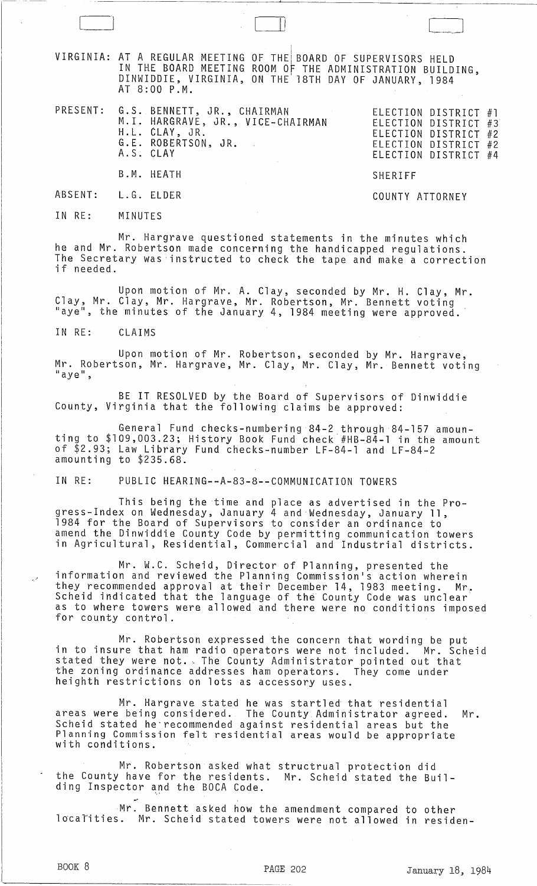VIRGINIA: AT A REGULAR MEETING OF THE BOARD OF SUPERVISORS HELD IN THE BOARD MEETING ROOM OF THE ADMINISTRATION BUILDING, DINWIDDIE, VIRGINIA, ON THE 18TH DAY OF JANUARY, 1984 AT 8:00 P.M.

| | | |
|---|---|---|
| PRESENT: | G.S. BENNETT, JR., CHAIRMAN | ELECTION DISTRICT #1 |
| | M.I. HARGRAVE, JR., VICE-CHAIRMAN | ELECTION DISTRICT #3 |
| | H.L. CLAY, JR. | ELECTION DISTRICT #2 |
| | G.E. ROBERTSON, JR. | ELECTION DISTRICT #2 |
| | A.S. CLAY | ELECTION DISTRICT #4 |
| | B.M. HEATH | SHERIFF |
| ABSENT: | L.G. ELDER | COUNTY ATTORNEY |

IN RE: MINUTES

Mr. Hargrave questioned statements in the minutes which he and Mr. Robertson made concerning the handicapped regulations. The Secretary was instructed to check the tape and make a correction if needed.

Upon motion of Mr. A. Clay, seconded by Mr. H. Clay, Mr. Clay, Mr. Clay, Mr. Hargrave, Mr. Robertson, Mr. Bennett voting "aye", the minutes of the January 4, 1984 meeting were approved.

IN RE: CLAIMS

Upon motion of Mr. Robertson, seconded by Mr. Hargrave, Mr. Robertson, Mr. Hargrave, Mr. Clay, Mr. Clay, Mr. Bennett voting "aye",

BE IT RESOLVED by the Board of Supervisors of Dinwiddie County, Virginia that the following claims be approved:

General Fund checks-numbering 84-2 through 84-157 amounting to $109,003.23; History Book Fund check #HB-84-1 in the amount of $2.93; Law Library Fund checks-number LF-84-1 and LF-84-2 amounting to $235.68.

IN RE: PUBLIC HEARING--A-83-8--COMMUNICATION TOWERS

This being the time and place as advertised in the Progress-Index on Wednesday, January 4 and Wednesday, January 11, 1984 for the Board of Supervisors to consider an ordinance to amend the Dinwiddie County Code by permitting communication towers in Agricultural, Residential, Commercial and Industrial districts.

Mr. W.C. Scheid, Director of Planning, presented the information and reviewed the Planning Commission's action wherein they recommended approval at their December 14, 1983 meeting. Mr. Scheid indicated that the language of the County Code was unclear as to where towers were allowed and there were no conditions imposed for county control.

Mr. Robertson expressed the concern that wording be put in to insure that ham radio operators were not included. Mr. Scheid stated they were not. The County Administrator pointed out that the zoning ordinance addresses ham operators. They come under heighth restrictions on lots as accessory uses.

Mr. Hargrave stated he was startled that residential areas were being considered. The County Administrator agreed. Mr. Scheid stated he recommended against residential areas but the Planning Commission felt residential areas would be appropriate with conditions.

Mr. Robertson asked what structrual protection did the County have for the residents. Mr. Scheid stated the Building Inspector and the BOCA Code.

Mr. Bennett asked how the amendment compared to other localities. Mr. Scheid stated towers were not allowed in residen-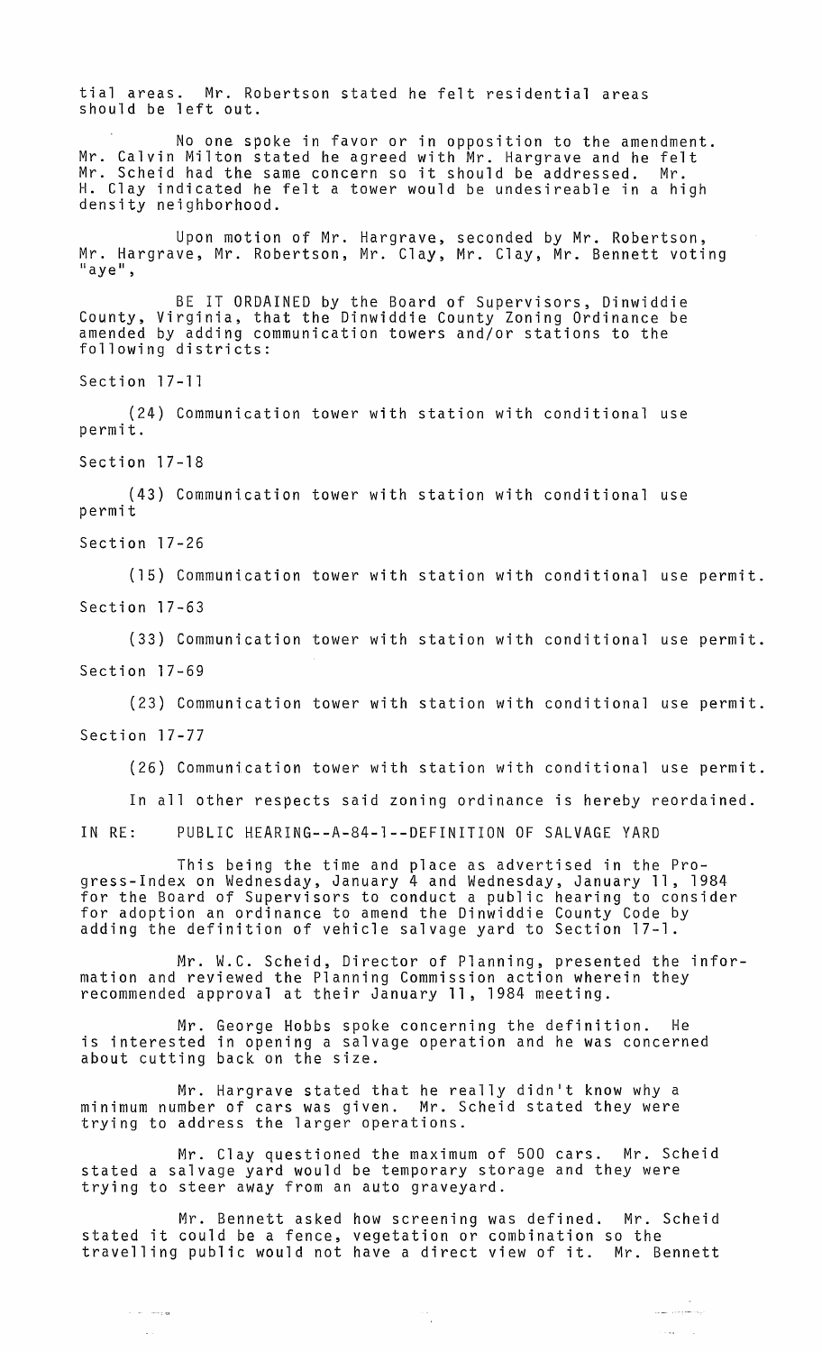tial areas. Mr. Robertson stated he felt residential areas should be left out.

No one spoke in favor or in opposition to the amendment. Mr. Calvin Milton stated he agreed with Mr. Hargrave and he felt Mr. Scheid had the same concern so it should be addressed. Mr. H. Clay indicated he felt a tower would be undesireable in a high density neighborhood.

Upon motion of Mr. Hargrave, seconded by Mr. Robertson, Mr. Hargrave, Mr. Robertson, Mr. Clay, Mr. Clay, Mr. Bennett voting "aye",

BE IT ORDAINED by the Board of Supervisors, Dinwiddie County, Virginia, that the Dinwiddie County Zoning Ordinance be amended by adding communication towers and/or stations to the following districts:

Section 17-11

(24) Communication tower with station with conditional use permit.

Section 17-18

(43) Communication tower with station with conditional use permit

Section 17-26

(15) Communication tower with station with conditional use permit.

Section 17-63

(33) Communication tower with station with conditional use permit.

Section 17-69

(23) Communication tower with station with conditional use permit.

Section 17-77

(26) Communication tower with station with conditional use permit.

In all other respects said zoning ordinance is hereby reordained.

IN RE: PUBLIC HEARING--A-84-1--DEFINITION OF SALVAGE YARD

This being the time and place as advertised in the Progress-Index on Wednesday, January 4 and Wednesday, January 11, 1984 for the Board of Supervisors to conduct a public hearing to consider for adoption an ordinance to amend the Dinwiddie County Code by adding the definition of vehicle salvage yard to Section 17-1.

Mr. W.C. Scheid, Director of Planning, presented the information and reviewed the Planning Commission action wherein they recommended approval at their January 11, 1984 meeting.

Mr. George Hobbs spoke concerning the definition. He is interested in opening a salvage operation and he was concerned about cutting back on the size.

Mr. Hargrave stated that he really didn't know why a minimum number of cars was given. Mr. Scheid stated they were trying to address the larger operations.

Mr. Clay questioned the maximum of 500 cars. Mr. Scheid stated a salvage yard would be temporary storage and they were trying to steer away from an auto graveyard.

Mr. Bennett asked how screening was defined. Mr. Scheid stated it could be a fence, vegetation or combination so the travelling public would not have a direct view of it. Mr. Bennett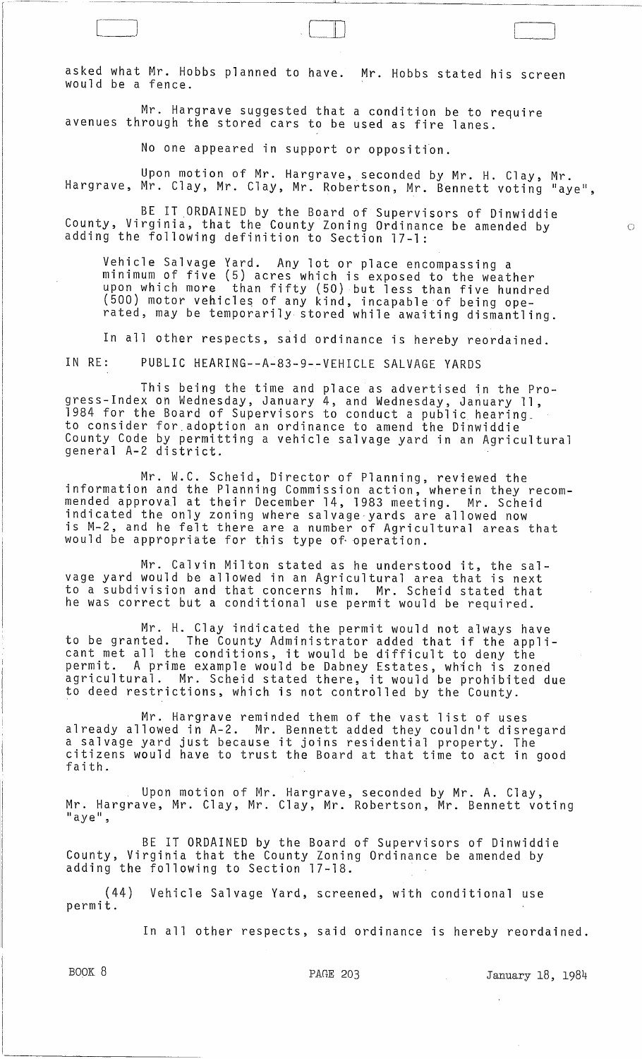asked what Mr. Hobbs planned to have. Mr. Hobbs stated his screen would be a fence.

Mr. Hargrave suggested that a condition be to require avenues through the stored cars to be used as fire lanes.

No one appeared in support or opposition.

Upon motion of Mr. Hargrave, seconded by Mr. H. Clay, Mr. Hargrave, Mr. Clay, Mr. Clay, Mr. Robertson, Mr. Bennett voting "aye",

BE IT ORDAINED by the Board of Supervisors of Dinwiddie County, Virginia, that the County Zoning Ordinance be amended by adding the following definition to Section 17-1:

> Vehicle Salvage Yard. Any lot or place encompassing a minimum of five (5) acres which is exposed to the weather upon which more than fifty (50) but less than five hundred (500) motor vehicles of any kind, incapable of being operated, may be temporarily stored while awaiting dismantling.

In all other respects, said ordinance is hereby reordained.

IN RE: PUBLIC HEARING--A-83-9--VEHICLE SALVAGE YARDS

This being the time and place as advertised in the Progress-Index on Wednesday, January 4, and Wednesday, January 11, 1984 for the Board of Supervisors to conduct a public hearing to consider for adoption an ordinance to amend the Dinwiddie County Code by permitting a vehicle salvage yard in an Agricultural general A-2 district.

Mr. W.C. Scheid, Director of Planning, reviewed the information and the Planning Commission action, wherein they recommended approval at their December 14, 1983 meeting. Mr. Scheid indicated the only zoning where salvage yards are allowed now is M-2, and he felt there are a number of Agricultural areas that would be appropriate for this type of operation.

Mr. Calvin Milton stated as he understood it, the salvage yard would be allowed in an Agricultural area that is next to a subdivision and that concerns him. Mr. Scheid stated that he was correct but a conditional use permit would be required.

Mr. H. Clay indicated the permit would not always have to be granted. The County Administrator added that if the applicant met all the conditions, it would be difficult to deny the permit. A prime example would be Dabney Estates, which is zoned agricultural. Mr. Scheid stated there, it would be prohibited due to deed restrictions, which is not controlled by the County.

Mr. Hargrave reminded them of the vast list of uses already allowed in A-2. Mr. Bennett added they couldn't disregard a salvage yard just because it joins residential property. The citizens would have to trust the Board at that time to act in good faith.

Upon motion of Mr. Hargrave, seconded by Mr. A. Clay, Mr. Hargrave, Mr. Clay, Mr. Clay, Mr. Robertson, Mr. Bennett voting "aye",

BE IT ORDAINED by the Board of Supervisors of Dinwiddie County, Virginia that the County Zoning Ordinance be amended by adding the following to Section 17-18.

(44) Vehicle Salvage Yard, screened, with conditional use permit.

In all other respects, said ordinance is hereby reordained.

BOOK 8 PAGE 203 January 18, 1984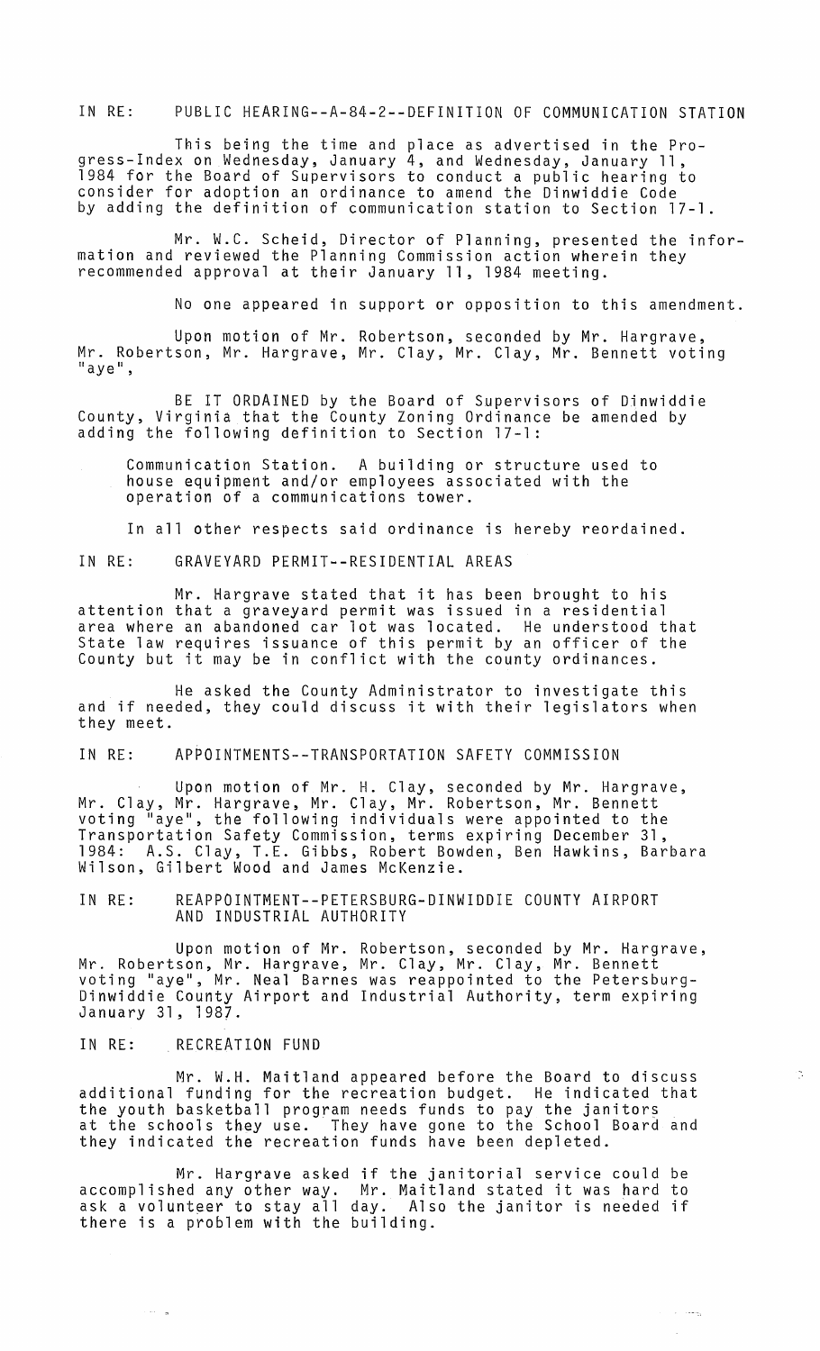IN RE: PUBLIC HEARING--A-84-2--DEFINITION OF COMMUNICATION STATION

This being the time and place as advertised in the Progress-Index on Wednesday, January 4, and Wednesday, January 11, 1984 for the Board of Supervisors to conduct a public hearing to consider for adoption an ordinance to amend the Dinwiddie Code by adding the definition of communication station to Section 17-1.

Mr. W.C. Scheid, Director of Planning, presented the information and reviewed the Planning Commission action wherein they recommended approval at their January 11, 1984 meeting.

No one appeared in support or opposition to this amendment.

Upon motion of Mr. Robertson, seconded by Mr. Hargrave, Mr. Robertson, Mr. Hargrave, Mr. Clay, Mr. Clay, Mr. Bennett voting "aye",

BE IT ORDAINED by the Board of Supervisors of Dinwiddie County, Virginia that the County Zoning Ordinance be amended by adding the following definition to Section 17-1:

> Communication Station. A building or structure used to house equipment and/or employees associated with the operation of a communications tower.

In all other respects said ordinance is hereby reordained.

IN RE: GRAVEYARD PERMIT--RESIDENTIAL AREAS

Mr. Hargrave stated that it has been brought to his attention that a graveyard permit was issued in a residential area where an abandoned car lot was located. He understood that State law requires issuance of this permit by an officer of the County but it may be in conflict with the county ordinances.

He asked the County Administrator to investigate this and if needed, they could discuss it with their legislators when they meet.

IN RE: APPOINTMENTS--TRANSPORTATION SAFETY COMMISSION

Upon motion of Mr. H. Clay, seconded by Mr. Hargrave, Mr. Clay, Mr. Hargrave, Mr. Clay, Mr. Robertson, Mr. Bennett voting "aye", the following individuals were appointed to the Transportation Safety Commission, terms expiring December 31, 1984: A.S. Clay, T.E. Gibbs, Robert Bowden, Ben Hawkins, Barbara Wilson, Gilbert Wood and James McKenzie.

IN RE: REAPPOINTMENT--PETERSBURG-DINWIDDIE COUNTY AIRPORT AND INDUSTRIAL AUTHORITY

Upon motion of Mr. Robertson, seconded by Mr. Hargrave, Mr. Robertson, Mr. Hargrave, Mr. Clay, Mr. Clay, Mr. Bennett voting "aye", Mr. Neal Barnes was reappointed to the Petersburg-Dinwiddie County Airport and Industrial Authority, term expiring January 31, 1987.

IN RE: RECREATION FUND

Mr. W.H. Maitland appeared before the Board to discuss additional funding for the recreation budget. He indicated that the youth basketball program needs funds to pay the janitors at the schools they use. They have gone to the School Board and they indicated the recreation funds have been depleted.

Mr. Hargrave asked if the janitorial service could be accomplished any other way. Mr. Maitland stated it was hard to ask a volunteer to stay all day. Also the janitor is needed if there is a problem with the building.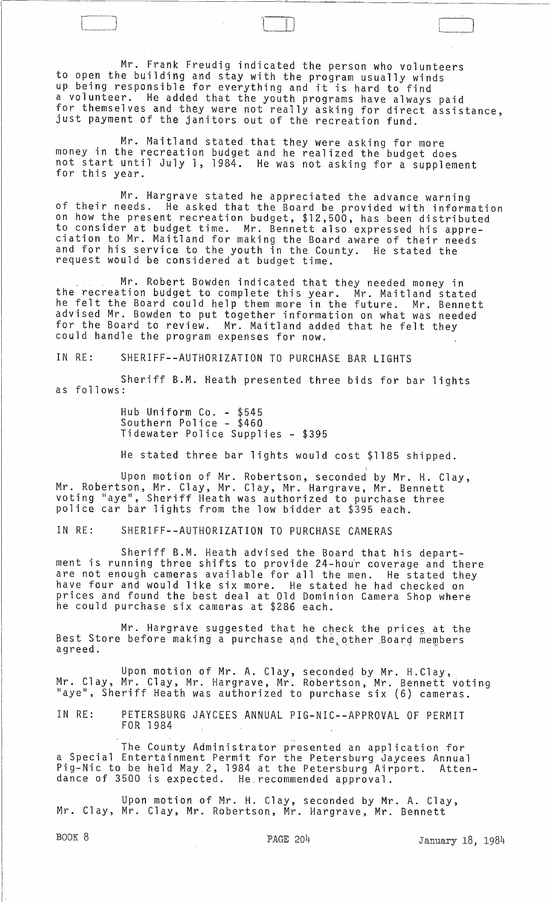Mr. Frank Freudig indicated the person who volunteers to open the building and stay with the program usually winds up being responsible for everything and it is hard to find a volunteer. He added that the youth programs have always paid for themselves and they were not really asking for direct assistance, just payment of the janitors out of the recreation fund.

Mr. Maitland stated that they were asking for more money in the recreation budget and he realized the budget does not start until July 1, 1984. He was not asking for a supplement for this year.

Mr. Hargrave stated he appreciated the advance warning of their needs. He asked that the Board be provided with information on how the present recreation budget, $12,500, has been distributed to consider at budget time. Mr. Bennett also expressed his appreciation to Mr. Maitland for making the Board aware of their needs and for his service to the youth in the County. He stated the request would be considered at budget time.

Mr. Robert Bowden indicated that they needed money in the recreation budget to complete this year. Mr. Maitland stated he felt the Board could help them more in the future. Mr. Bennett advised Mr. Bowden to put together information on what was needed for the Board to review. Mr. Maitland added that he felt they could handle the program expenses for now.

IN RE: SHERIFF--AUTHORIZATION TO PURCHASE BAR LIGHTS

Sheriff B.M. Heath presented three bids for bar lights as follows:

Hub Uniform Co. - $545
Southern Police - $460
Tidewater Police Supplies - $395

He stated three bar lights would cost $1185 shipped.

Upon motion of Mr. Robertson, seconded by Mr. H. Clay, Mr. Robertson, Mr. Clay, Mr. Clay, Mr. Hargrave, Mr. Bennett voting "aye", Sheriff Heath was authorized to purchase three police car bar lights from the low bidder at $395 each.

IN RE: SHERIFF--AUTHORIZATION TO PURCHASE CAMERAS

Sheriff B.M. Heath advised the Board that his department is running three shifts to provide 24-hour coverage and there are not enough cameras available for all the men. He stated they have four and would like six more. He stated he had checked on prices and found the best deal at Old Dominion Camera Shop where he could purchase six cameras at $286 each.

Mr. Hargrave suggested that he check the prices at the Best Store before making a purchase and the other Board members agreed.

Upon motion of Mr. A. Clay, seconded by Mr. H.Clay, Mr. Clay, Mr. Clay, Mr. Hargrave, Mr. Robertson, Mr. Bennett voting "aye", Sheriff Heath was authorized to purchase six (6) cameras.

IN RE: PETERSBURG JAYCEES ANNUAL PIG-NIC--APPROVAL OF PERMIT FOR 1984

The County Administrator presented an application for a Special Entertainment Permit for the Petersburg Jaycees Annual Pig-Nic to be held May 2, 1984 at the Petersburg Airport. Attendance of 3500 is expected. He recommended approval.

Upon motion of Mr. H. Clay, seconded by Mr. A. Clay, Mr. Clay, Mr. Clay, Mr. Robertson, Mr. Hargrave, Mr. Bennett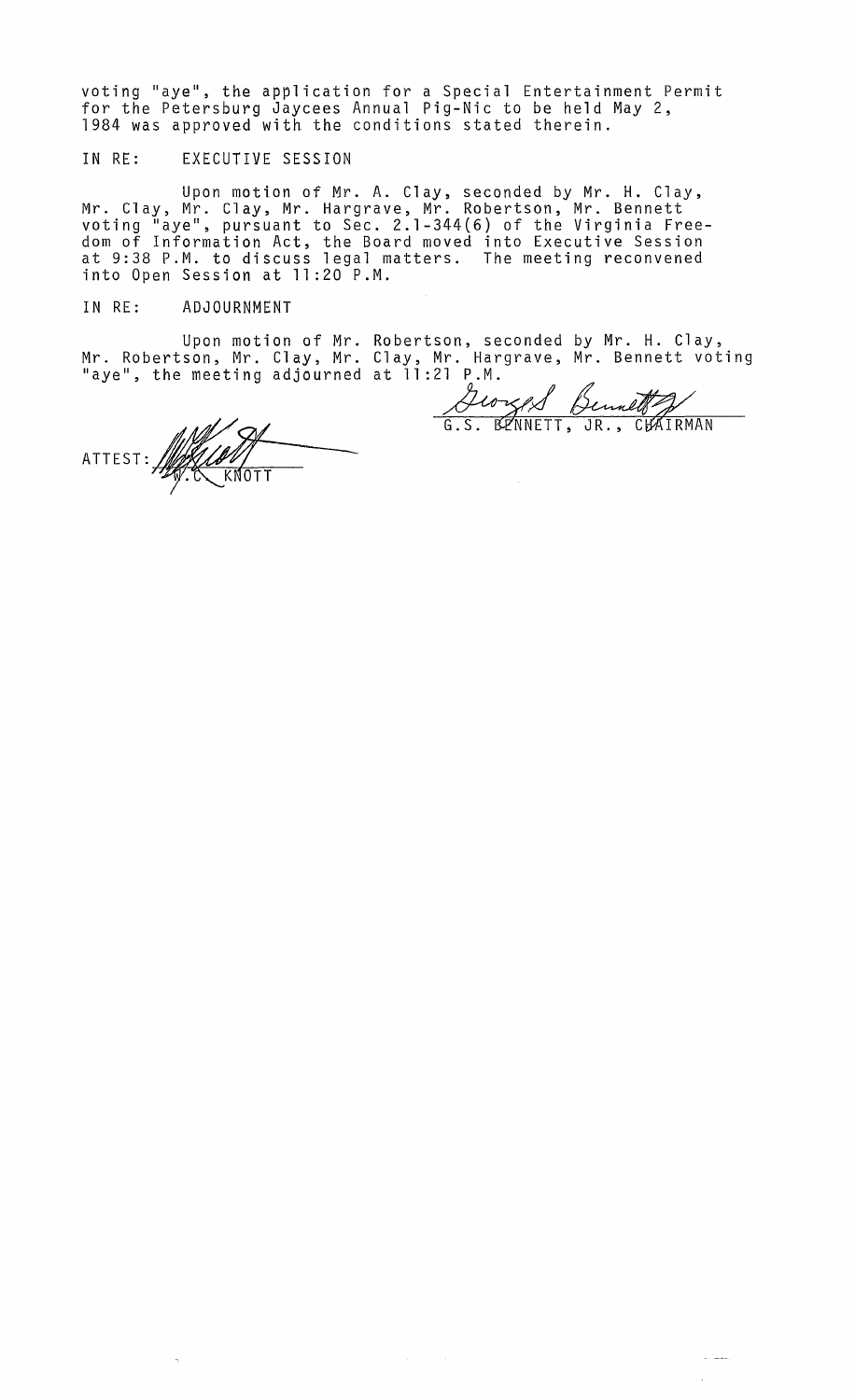voting "aye", the application for a Special Entertainment Permit for the Petersburg Jaycees Annual Pig-Nic to be held May 2, 1984 was approved with the conditions stated therein.

IN RE: EXECUTIVE SESSION

Upon motion of Mr. A. Clay, seconded by Mr. H. Clay, Mr. Clay, Mr. Clay, Mr. Hargrave, Mr. Robertson, Mr. Bennett voting "aye", pursuant to Sec. 2.1-344(6) of the Virginia Freedom of Information Act, the Board moved into Executive Session at 9:38 P.M. to discuss legal matters. The meeting reconvened into Open Session at 11:20 P.M.

IN RE: ADJOURNMENT

Upon motion of Mr. Robertson, seconded by Mr. H. Clay, Mr. Robertson, Mr. Clay, Mr. Clay, Mr. Hargrave, Mr. Bennett voting "aye", the meeting adjourned at 11:21 P.M.

G.S. BENNETT, JR., CHAIRMAN

ATTEST: W.C. KNOTT